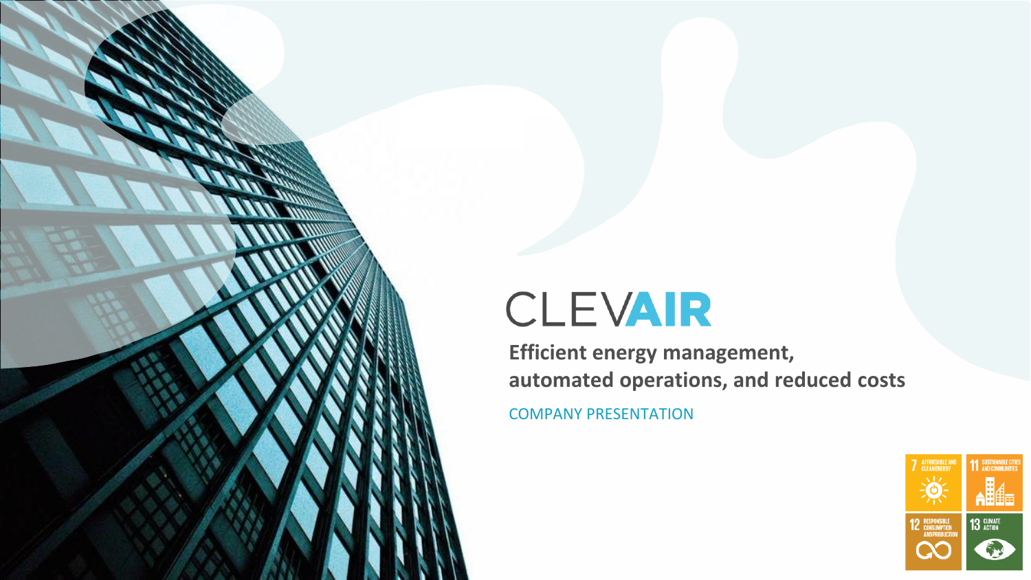# CLEVAIR

**Efficient energy management, automated operations, and reduced costs**

COMPANY PRESENTATION

7 AFFORDABLE AND CLEAN ENERGY

11 SUSTAINABLE CITIES AND COMMUNITIES

12 RESPONSIBLE CONSUMPTION AND PRODUCTION

13 CLIMATE ACTION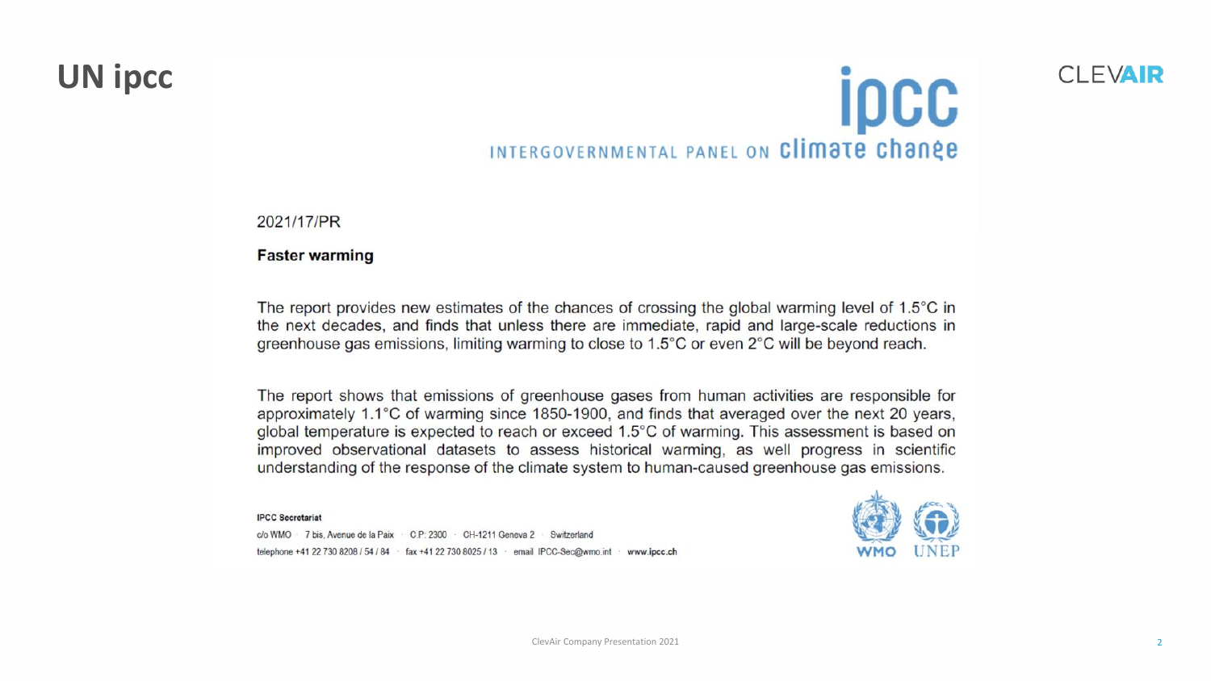# UN ipcc

ipcc

INTERGOVERNMENTAL PANEL ON climate change

2021/17/PR

**Faster warming**

The report provides new estimates of the chances of crossing the global warming level of 1.5°C in the next decades, and finds that unless there are immediate, rapid and large-scale reductions in greenhouse gas emissions, limiting warming to close to 1.5°C or even 2°C will be beyond reach.

The report shows that emissions of greenhouse gases from human activities are responsible for approximately 1.1°C of warming since 1850-1900, and finds that averaged over the next 20 years, global temperature is expected to reach or exceed 1.5°C of warming. This assessment is based on improved observational datasets to assess historical warming, as well progress in scientific understanding of the response of the climate system to human-caused greenhouse gas emissions.

**IPCC Secretariat**

c/o WMO · 7 bis, Avenue de la Paix · C.P. 2300 · CH-1211 Geneva 2 · Switzerland

telephone +41 22 730 8208 / 54 / 84 · fax +41 22 730 8025 / 13 · email IPCC-Sec@wmo.int · **www.ipcc.ch**

WMO UNEP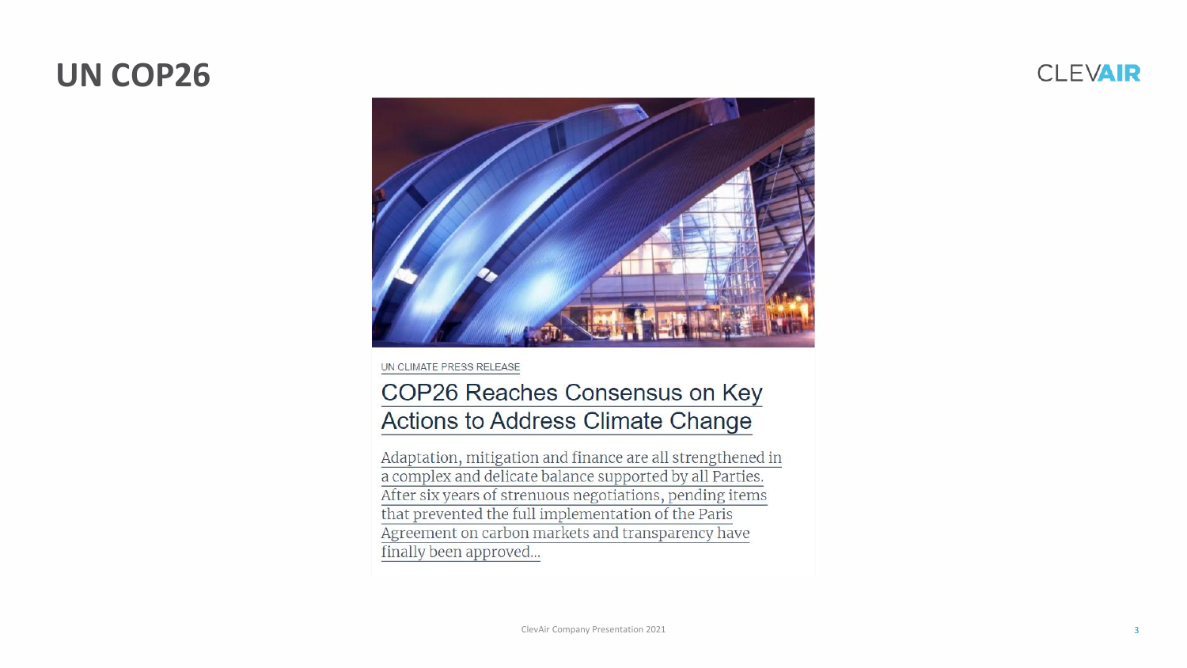# UN COP26

UN CLIMATE PRESS RELEASE

## COP26 Reaches Consensus on Key Actions to Address Climate Change

Adaptation, mitigation and finance are all strengthened in a complex and delicate balance supported by all Parties. After six years of strenuous negotiations, pending items that prevented the full implementation of the Paris Agreement on carbon markets and transparency have finally been approved...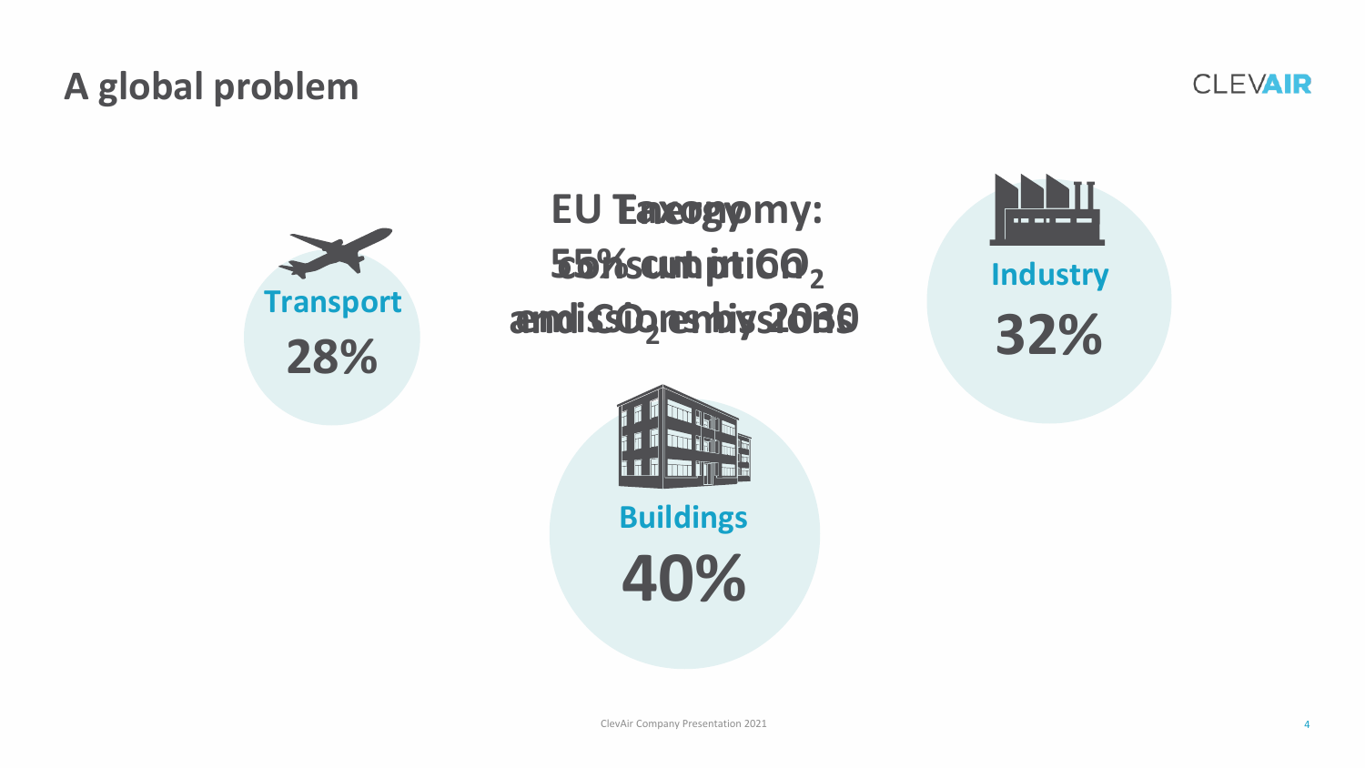# A global problem

**EU Taxonomy:**
**55% cut in $CO_2$**
**emissions by 2030**

**Energy**
**consumption**
**and $CO_2$ emissions**

**Transport**
**28%**

**Industry**
**32%**

**Buildings**
**40%**

ClevAir Company Presentation 2021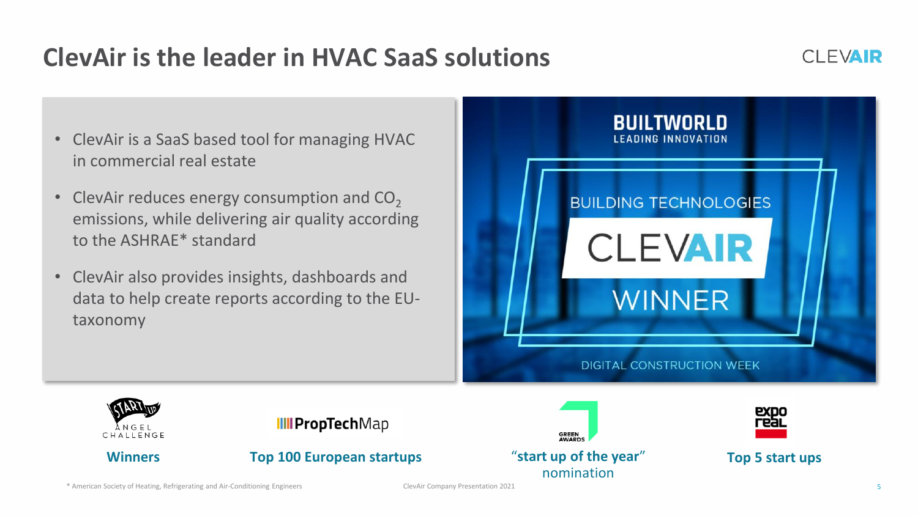# ClevAir is the leader in HVAC SaaS solutions

- ClevAir is a SaaS based tool for managing HVAC in commercial real estate
- ClevAir reduces energy consumption and $CO_2$ emissions, while delivering air quality according to the ASHRAE* standard
- ClevAir also provides insights, dashboards and data to help create reports according to the EU-taxonomy

BUILTWORLD LEADING INNOVATION

BUILDING TECHNOLOGIES

CLEVAIR

WINNER

DIGITAL CONSTRUCTION WEEK

**Winners**

**Top 100 European startups**

**"start up of the year"** nomination

**Top 5 start ups**

\* American Society of Heating, Refrigerating and Air-Conditioning Engineers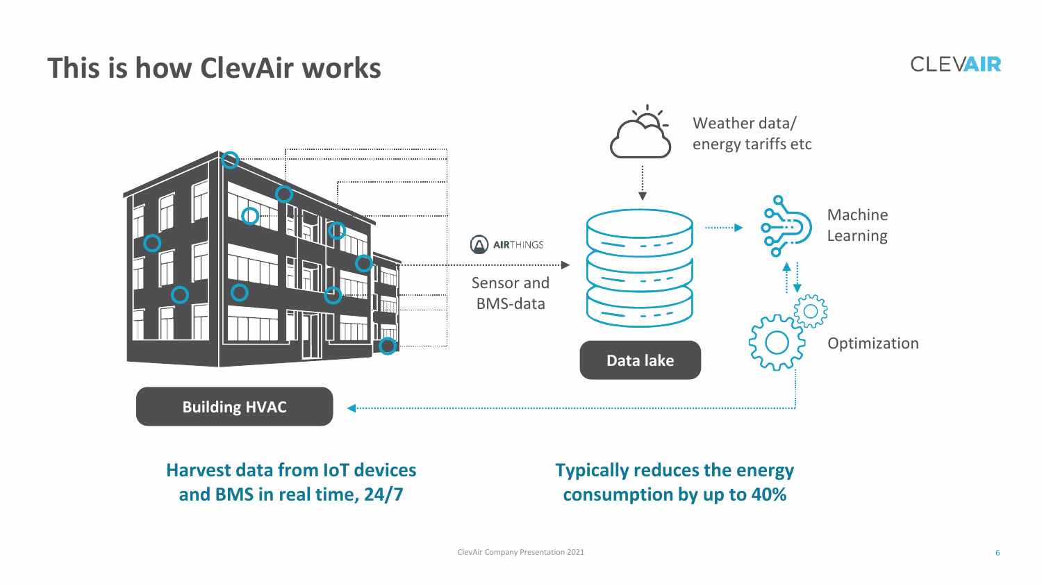# This is how ClevAir works

CLEVAIR

Weather data/
energy tariffs etc

Machine
Learning

AIRTHINGS

Sensor and
BMS-data

Data lake

Optimization

Building HVAC

**Harvest data from IoT devices and BMS in real time, 24/7**

**Typically reduces the energy consumption by up to 40%**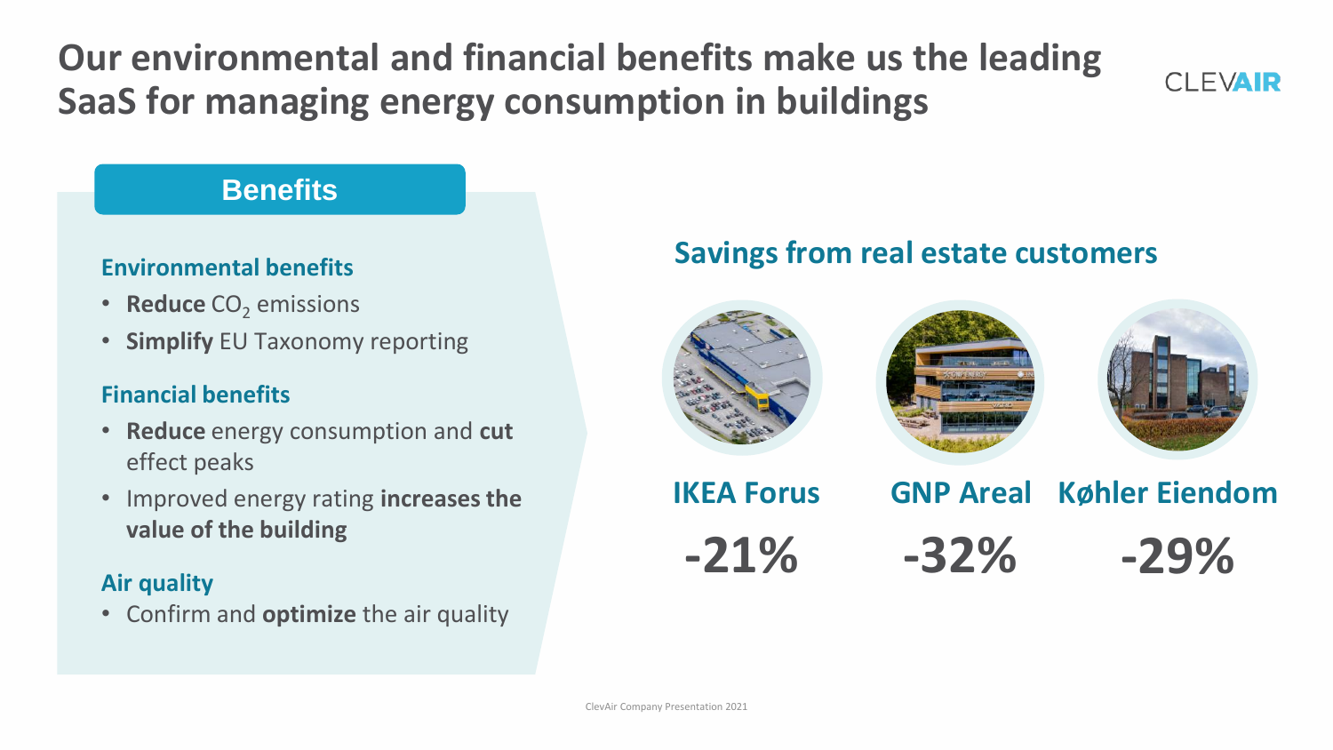# Our environmental and financial benefits make us the leading SaaS for managing energy consumption in buildings

CLEVAIR

## Benefits

### Environmental benefits

- **Reduce** $CO_2$ emissions
- **Simplify** EU Taxonomy reporting

### Financial benefits

- **Reduce** energy consumption and **cut** effect peaks
- Improved energy rating **increases the value of the building**

### Air quality

- Confirm and **optimize** the air quality

## Savings from real estate customers

| IKEA Forus | GNP Areal | Køhler Eiendom |
|---|---|---|
| **-21%** | **-32%** | **-29%** |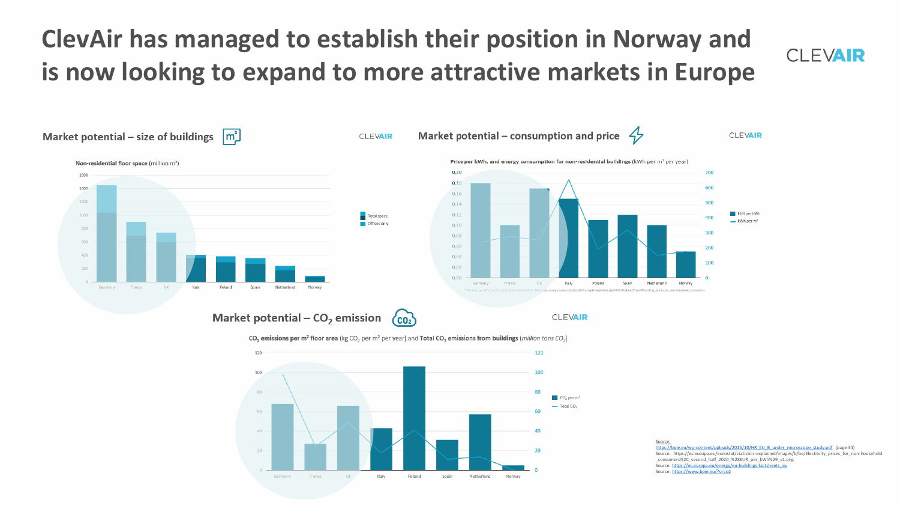# ClevAir has managed to establish their position in Norway and is now looking to expand to more attractive markets in Europe

CLEVAIR

## Market potential – size of buildings

CLEVAIR

**Non-residential floor space** (million m²)

Legend: Total space; Offices only

Countries: Germany, France, UK, Italy, Poland, Spain, Netherland, Norway

## Market potential – consumption and price

CLEVAIR

**Price per kWh, and energy consumption for non-residential buildings** (kWh per m² per year)

Legend: EUR per kWh; kWh per m²

Countries: Germany, France, UK, Italy, Poland, Spain, Netherland, Norway

## Market potential – $CO_2$ emission

CLEVAIR

**$CO_2$ emissions per m² floor area** (kg $CO_2$ per m² per year) and **Total $CO_2$ emissions from buildings** (*million tons $CO_2$*)

Legend: $CO_2$ per m²; Total $CO_2$

Countries: Germany, France, UK, Italy, Poland, Spain, Netherland, Norway

*Source:* https://bpie.eu/wp-content/uploads/2015/10/HR_EU_B_under_microscope_study.pdf (page 34)
Source: https://ec.europa.eu/eurostat/statistics-explained/images/b/be/Electricity_prices_for_non-household_consumers%2C_second_half_2020_%28EUR_per_kWh%29_v1.png
Source: https://ec.europa.eu/energy/eu-buildings-factsheets_eu
Source: https://www.bpie.eu/?s=co2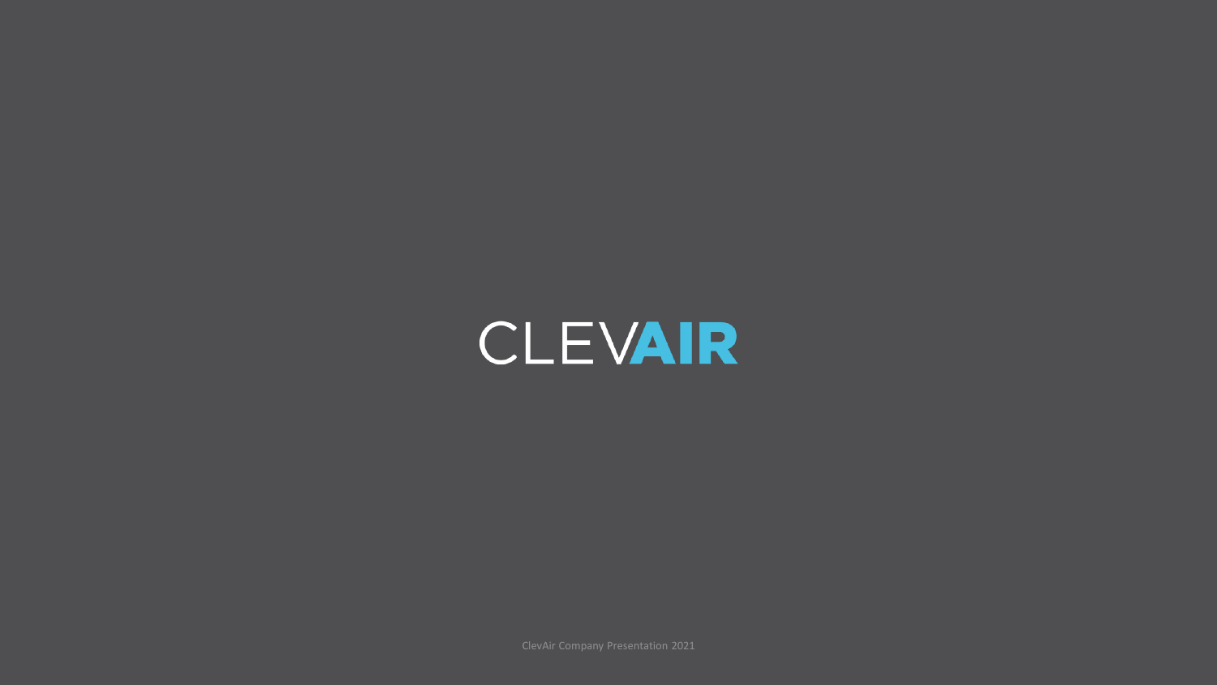CLEVAIR

ClevAir Company Presentation 2021